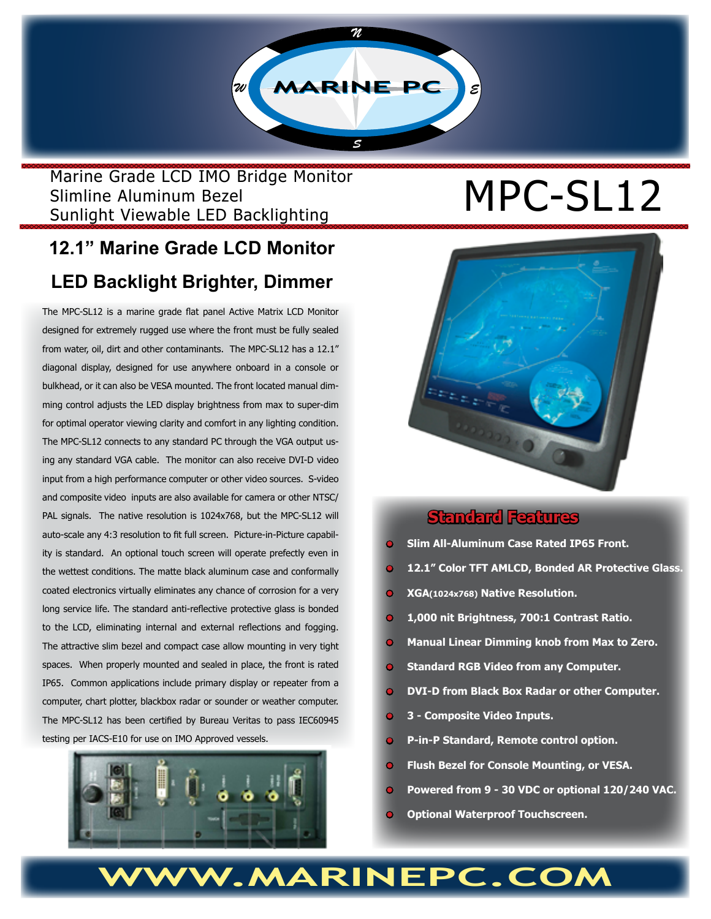Marine Grade LCD IMO Bridge Monitor
Slimline Aluminum Bezel
Sunlight Viewable LED Backlighting

# MPC-SL12

## 12.1" Marine Grade LCD Monitor

## LED Backlight Brighter, Dimmer

The MPC-SL12 is a marine grade flat panel Active Matrix LCD Monitor designed for extremely rugged use where the front must be fully sealed from water, oil, dirt and other contaminants. The MPC-SL12 has a 12.1" diagonal display, designed for use anywhere onboard in a console or bulkhead, or it can also be VESA mounted. The front located manual dimming control adjusts the LED display brightness from max to super-dim for optimal operator viewing clarity and comfort in any lighting condition. The MPC-SL12 connects to any standard PC through the VGA output using any standard VGA cable. The monitor can also receive DVI-D video input from a high performance computer or other video sources. S-video and composite video inputs are also available for camera or other NTSC/PAL signals. The native resolution is 1024x768, but the MPC-SL12 will auto-scale any 4:3 resolution to fit full screen. Picture-in-Picture capability is standard. An optional touch screen will operate prefectly even in the wettest conditions. The matte black aluminum case and conformally coated electronics virtually eliminates any chance of corrosion for a very long service life. The standard anti-reflective protective glass is bonded to the LCD, eliminating internal and external reflections and fogging. The attractive slim bezel and compact case allow mounting in very tight spaces. When properly mounted and sealed in place, the front is rated IP65. Common applications include primary display or repeater from a computer, chart plotter, blackbox radar or sounder or weather computer. The MPC-SL12 has been certified by Bureau Veritas to pass IEC60945 testing per IACS-E10 for use on IMO Approved vessels.

### Standard Features

- **Slim All-Aluminum Case Rated IP65 Front.**
- **12.1" Color TFT AMLCD, Bonded AR Protective Glass.**
- **XGA(1024x768) Native Resolution.**
- **1,000 nit Brightness, 700:1 Contrast Ratio.**
- **Manual Linear Dimming knob from Max to Zero.**
- **Standard RGB Video from any Computer.**
- **DVI-D from Black Box Radar or other Computer.**
- **3 - Composite Video Inputs.**
- **P-in-P Standard, Remote control option.**
- **Flush Bezel for Console Mounting, or VESA.**
- **Powered from 9 - 30 VDC or optional 120/240 VAC.**
- **Optional Waterproof Touchscreen.**

WWW.MARINEPC.COM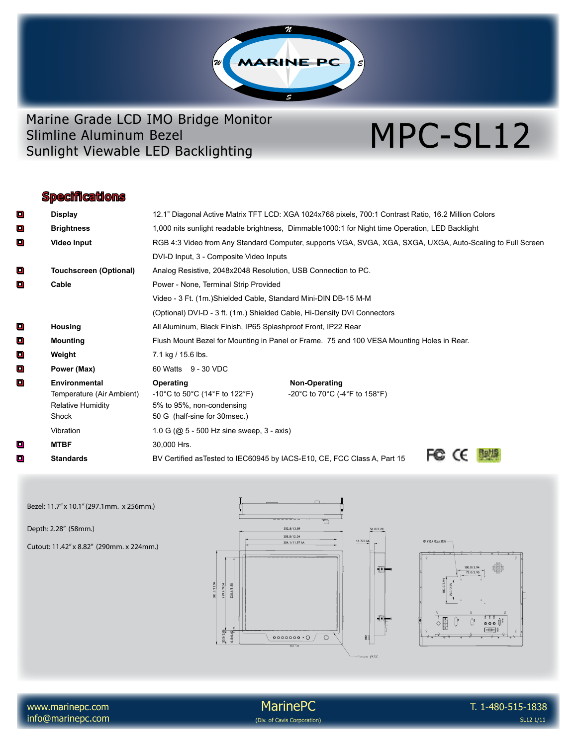# MARINE PC

Marine Grade LCD IMO Bridge Monitor
Slimline Aluminum Bezel
Sunlight Viewable LED Backlighting

# MPC-SL12

## Specifications

| | | |
|---|---|---|
| **Display** | 12.1" Diagonal Active Matrix TFT LCD: XGA 1024x768 pixels, 700:1 Contrast Ratio, 16.2 Million Colors | |
| **Brightness** | 1,000 nits sunlight readable brightness, Dimmable1000:1 for Night time Operation, LED Backlight | |
| **Video Input** | RGB 4:3 Video from Any Standard Computer, supports VGA, SVGA, XGA, SXGA, UXGA, Auto-Scaling to Full Screen | |
| | DVI-D Input, 3 - Composite Video Inputs | |
| **Touchscreen (Optional)** | Analog Resistive, 2048x2048 Resolution, USB Connection to PC. | |
| **Cable** | Power - None, Terminal Strip Provided | |
| | Video - 3 Ft. (1m.)Shielded Cable, Standard Mini-DIN DB-15 M-M | |
| | (Optional) DVI-D - 3 ft. (1m.) Shielded Cable, Hi-Density DVI Connectors | |
| **Housing** | All Aluminum, Black Finish, IP65 Splashproof Front, IP22 Rear | |
| **Mounting** | Flush Mount Bezel for Mounting in Panel or Frame. 75 and 100 VESA Mounting Holes in Rear. | |
| **Weight** | 7.1 kg / 15.6 lbs. | |
| **Power (Max)** | 60 Watts 9 - 30 VDC | |
| **Environmental** | **Operating** | **Non-Operating** |
| Temperature (Air Ambient) | -10°C to 50°C (14°F to 122°F) | -20°C to 70°C (-4°F to 158°F) |
| Relative Humidity | 5% to 95%, non-condensing | |
| Shock | 50 G (half-sine for 30msec.) | |
| Vibration | 1.0 G (@ 5 - 500 Hz sine sweep, 3 - axis) | |
| **MTBF** | 30,000 Hrs. | |
| **Standards** | BV Certified asTested to IEC60945 by IACS-E10, CE, FCC Class A, Part 15 | |

Bezel: 11.7" x 10.1" (297.1mm. x 256mm.)

Depth: 2.28" (58mm.)

Cutout: 11.42" x 8.82" (290mm. x 224mm.)

www.marinepc.com
info@marinepc.com

MarinePC
(Div. of Cavis Corporation)

T. 1-480-515-1838
SL12 1/11